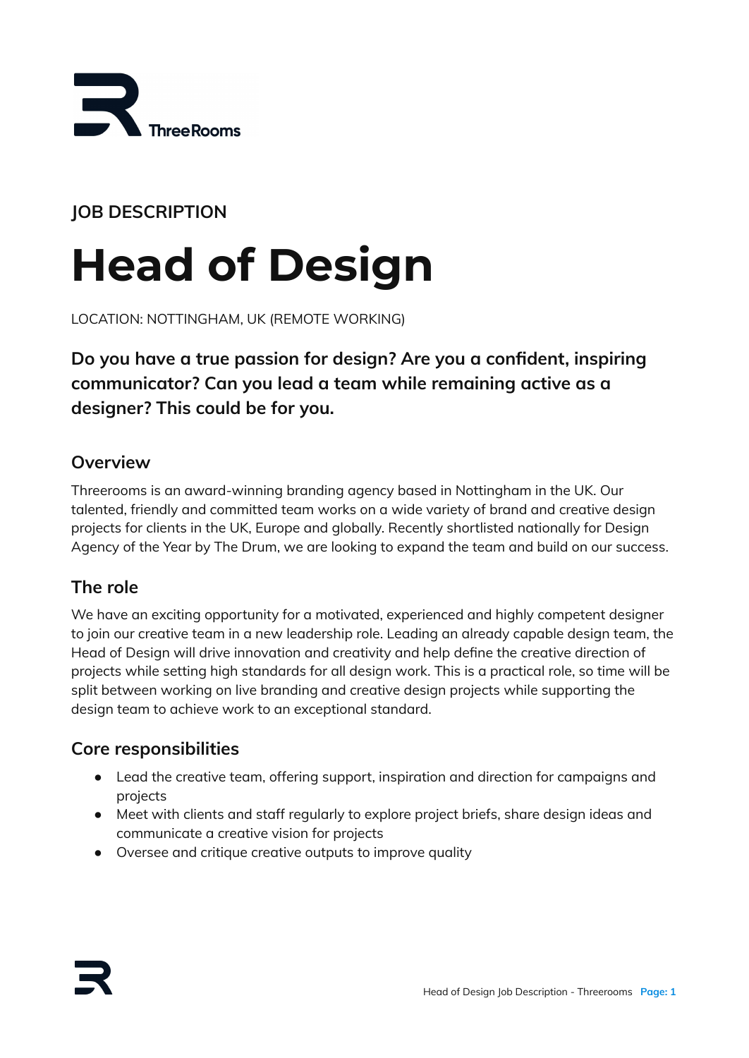ThreeRooms

JOB DESCRIPTION

# Head of Design

LOCATION: NOTTINGHAM, UK (REMOTE WORKING)

**Do you have a true passion for design? Are you a confident, inspiring communicator? Can you lead a team while remaining active as a designer? This could be for you.**

## Overview

Threerooms is an award-winning branding agency based in Nottingham in the UK. Our talented, friendly and committed team works on a wide variety of brand and creative design projects for clients in the UK, Europe and globally. Recently shortlisted nationally for Design Agency of the Year by The Drum, we are looking to expand the team and build on our success.

## The role

We have an exciting opportunity for a motivated, experienced and highly competent designer to join our creative team in a new leadership role. Leading an already capable design team, the Head of Design will drive innovation and creativity and help define the creative direction of projects while setting high standards for all design work. This is a practical role, so time will be split between working on live branding and creative design projects while supporting the design team to achieve work to an exceptional standard.

## Core responsibilities

- Lead the creative team, offering support, inspiration and direction for campaigns and projects
- Meet with clients and staff regularly to explore project briefs, share design ideas and communicate a creative vision for projects
- Oversee and critique creative outputs to improve quality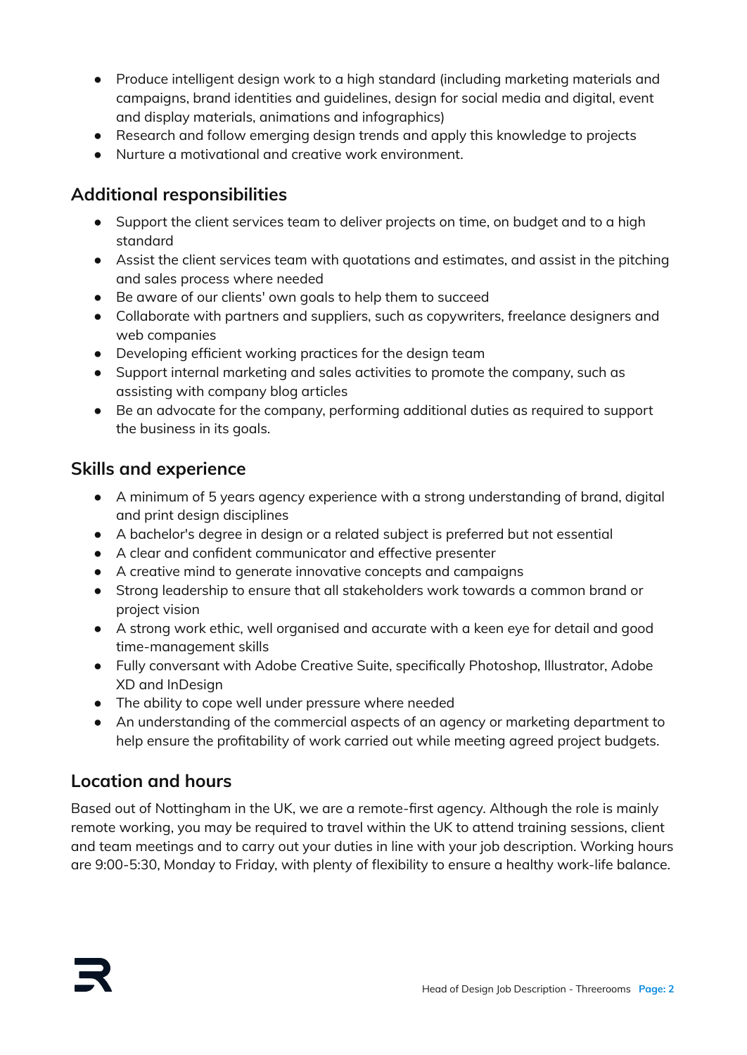- Produce intelligent design work to a high standard (including marketing materials and campaigns, brand identities and guidelines, design for social media and digital, event and display materials, animations and infographics)
- Research and follow emerging design trends and apply this knowledge to projects
- Nurture a motivational and creative work environment.

## Additional responsibilities

- Support the client services team to deliver projects on time, on budget and to a high standard
- Assist the client services team with quotations and estimates, and assist in the pitching and sales process where needed
- Be aware of our clients' own goals to help them to succeed
- Collaborate with partners and suppliers, such as copywriters, freelance designers and web companies
- Developing efficient working practices for the design team
- Support internal marketing and sales activities to promote the company, such as assisting with company blog articles
- Be an advocate for the company, performing additional duties as required to support the business in its goals.

## Skills and experience

- A minimum of 5 years agency experience with a strong understanding of brand, digital and print design disciplines
- A bachelor's degree in design or a related subject is preferred but not essential
- A clear and confident communicator and effective presenter
- A creative mind to generate innovative concepts and campaigns
- Strong leadership to ensure that all stakeholders work towards a common brand or project vision
- A strong work ethic, well organised and accurate with a keen eye for detail and good time-management skills
- Fully conversant with Adobe Creative Suite, specifically Photoshop, Illustrator, Adobe XD and InDesign
- The ability to cope well under pressure where needed
- An understanding of the commercial aspects of an agency or marketing department to help ensure the profitability of work carried out while meeting agreed project budgets.

## Location and hours

Based out of Nottingham in the UK, we are a remote-first agency. Although the role is mainly remote working, you may be required to travel within the UK to attend training sessions, client and team meetings and to carry out your duties in line with your job description. Working hours are 9:00-5:30, Monday to Friday, with plenty of flexibility to ensure a healthy work-life balance.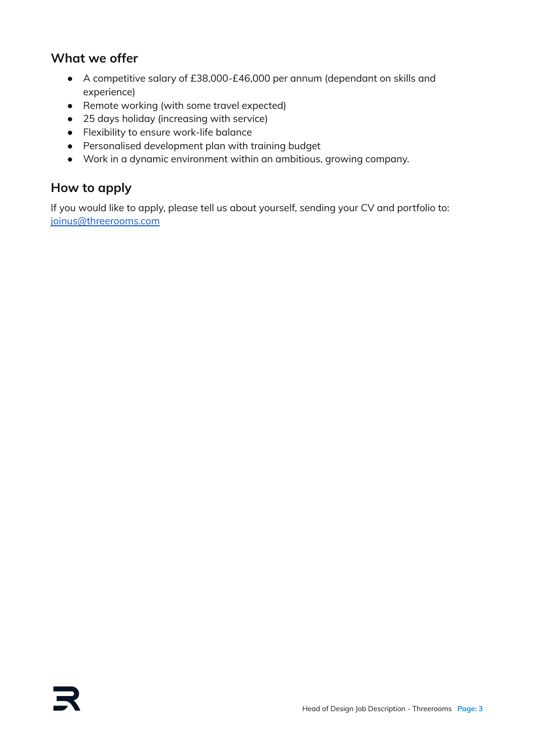## What we offer

- A competitive salary of £38,000-£46,000 per annum (dependant on skills and experience)
- Remote working (with some travel expected)
- 25 days holiday (increasing with service)
- Flexibility to ensure work-life balance
- Personalised development plan with training budget
- Work in a dynamic environment within an ambitious, growing company.

## How to apply

If you would like to apply, please tell us about yourself, sending your CV and portfolio to: joinus@threerooms.com